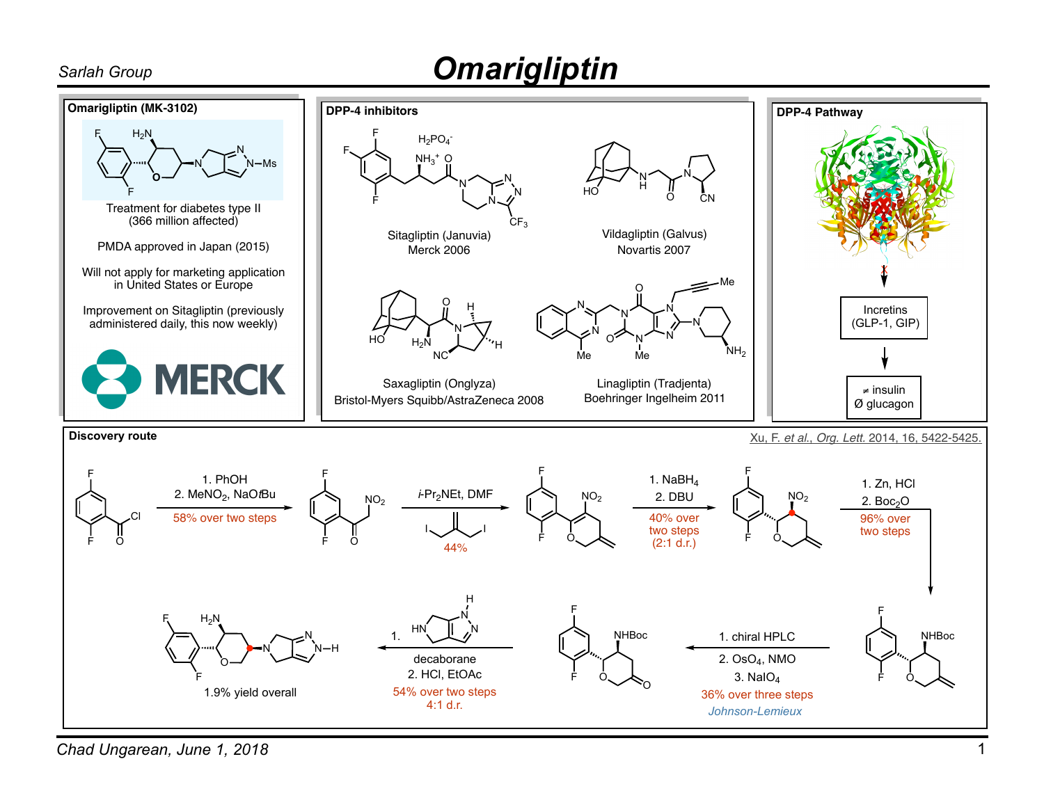# Omarigliptin

## Omarigliptin (MK-3102)

Treatment for diabetes type II
(366 million affected)

PMDA approved in Japan (2015)

Will not apply for marketing application in United States or Europe

Improvement on Sitagliptin (previously administered daily, this now weekly)

MERCK

## DPP-4 inhibitors

$H_2PO_4^-$

Sitagliptin (Januvia)
Merck 2006

Vildagliptin (Galvus)
Novartis 2007

Saxagliptin (Onglyza)
Bristol-Myers Squibb/AstraZeneca 2008

Linagliptin (Tradjenta)
Boehringer Ingelheim 2011

## DPP-4 Pathway

Incretins (GLP-1, GIP)

≠ insulin
Ø glucagon

## Discovery route

Xu, F. *et al.*, *Org. Lett.* 2014, 16, 5422-5425.

1. PhOH
2. $MeNO_2$, NaO*t*Bu
58% over two steps

*i*-$Pr_2NEt$, DMF
44%

1. $NaBH_4$
2. DBU
40% over two steps (2:1 d.r.)

1. Zn, HCl
2. $Boc_2O$
96% over two steps

1. chiral HPLC
2. $OsO_4$, NMO
3. $NaIO_4$
36% over three steps
*Johnson-Lemieux*

1. decaborane
2. HCl, EtOAc
54% over two steps
4:1 d.r.

1.9% yield overall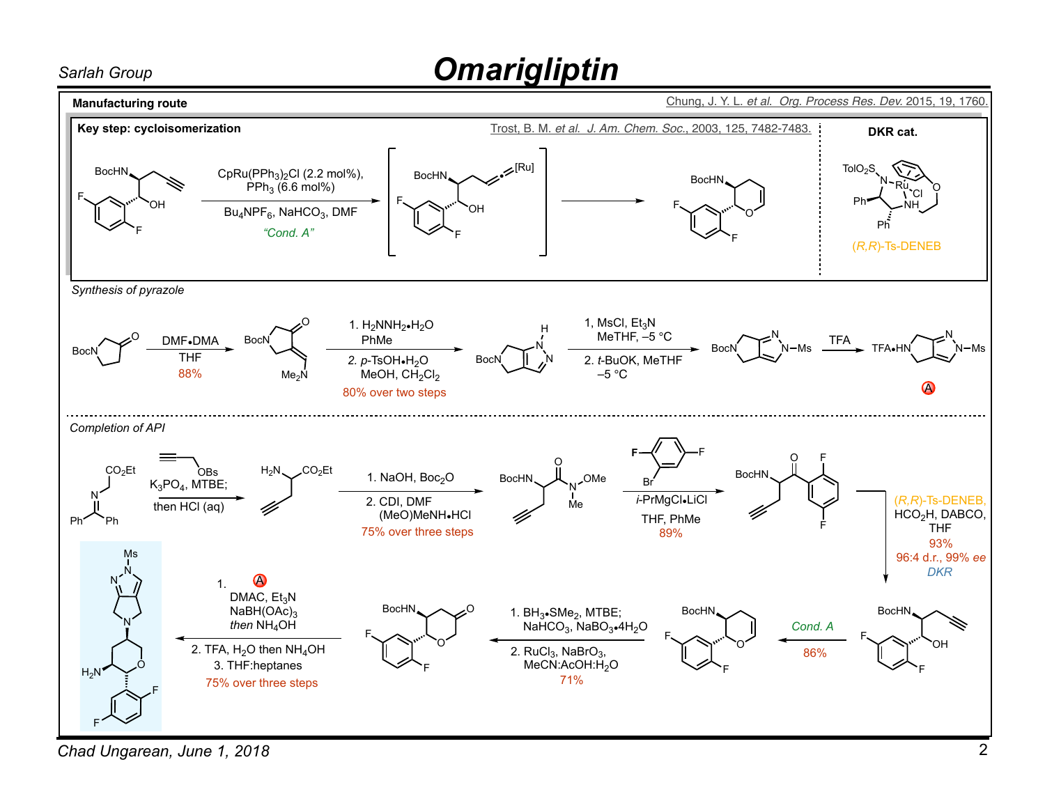# Omarigliptin

**Manufacturing route**

Chung, J. Y. L. *et al.* *Org. Process Res. Dev.* 2015, 19, 1760.

**Key step: cycloisomerization**

Trost, B. M. *et al.* *J. Am. Chem. Soc.*, 2003, 125, 7482-7483.

BocHN / F / OH / F

$CpRu(PPh_3)_2Cl$ (2.2 mol%), $PPh_3$ (6.6 mol%)

$Bu_4NPF_6$, $NaHCO_3$, DMF

*"Cond. A"*

BocHN / [Ru] / F / OH / F

BocHN / F / O / F

**DKR cat.**

$TolO_2S$ / N / Ru / Cl / O / Ph / NH / Ph

(*R*,*R*)-Ts-DENEB

*Synthesis of pyrazole*

BocN / O → DMF•DMA, THF, 88% → BocN / O / $Me_2N$

1. $H_2NNH_2•H_2O$, PhMe
2. *p*-TsOH•$H_2O$, MeOH, $CH_2Cl_2$

80% over two steps

BocN / H / N / N

1, MsCl, $Et_3N$, MeTHF, –5 °C
2. *t*-BuOK, MeTHF, –5 °C

BocN / N / N–Ms → TFA → TFA•HN / N / N–Ms (A)

*Completion of API*

$CO_2Et$ / N / Ph / Ph

OBs; $K_3PO_4$, MTBE; then HCl (aq)

$H_2N$ / $CO_2Et$

1. NaOH, $Boc_2O$
2. CDI, DMF, (MeO)MeNH•HCl

75% over three steps

BocHN / O / N / OMe / Me

F / F / Br; *i*-PrMgCl•LiCl, THF, PhMe, 89%

BocHN / O / F / F

(*R*,*R*)-Ts-DENEB, $HCO_2H$, DABCO, THF

93%

96:4 d.r., 99% *ee*

*DKR*

BocHN / F / OH / F

Cond. A, 86%

BocHN / F / O / F

1. $BH_3•SMe_2$, MTBE; $NaHCO_3$, $NaBO_3•4H_2O$
2. $RuCl_3$, $NaBrO_3$, MeCN:AcOH:$H_2O$

71%

BocHN / O / F / O / F

1. (A), DMAC, $Et_3N$, $NaBH(OAc)_3$ *then* $NH_4OH$
2. TFA, $H_2O$ then $NH_4OH$
3. THF:heptanes

75% over three steps

Ms / N / N / N / $H_2N$ / O / F / F

*Chad Ungarean, June 1, 2018*